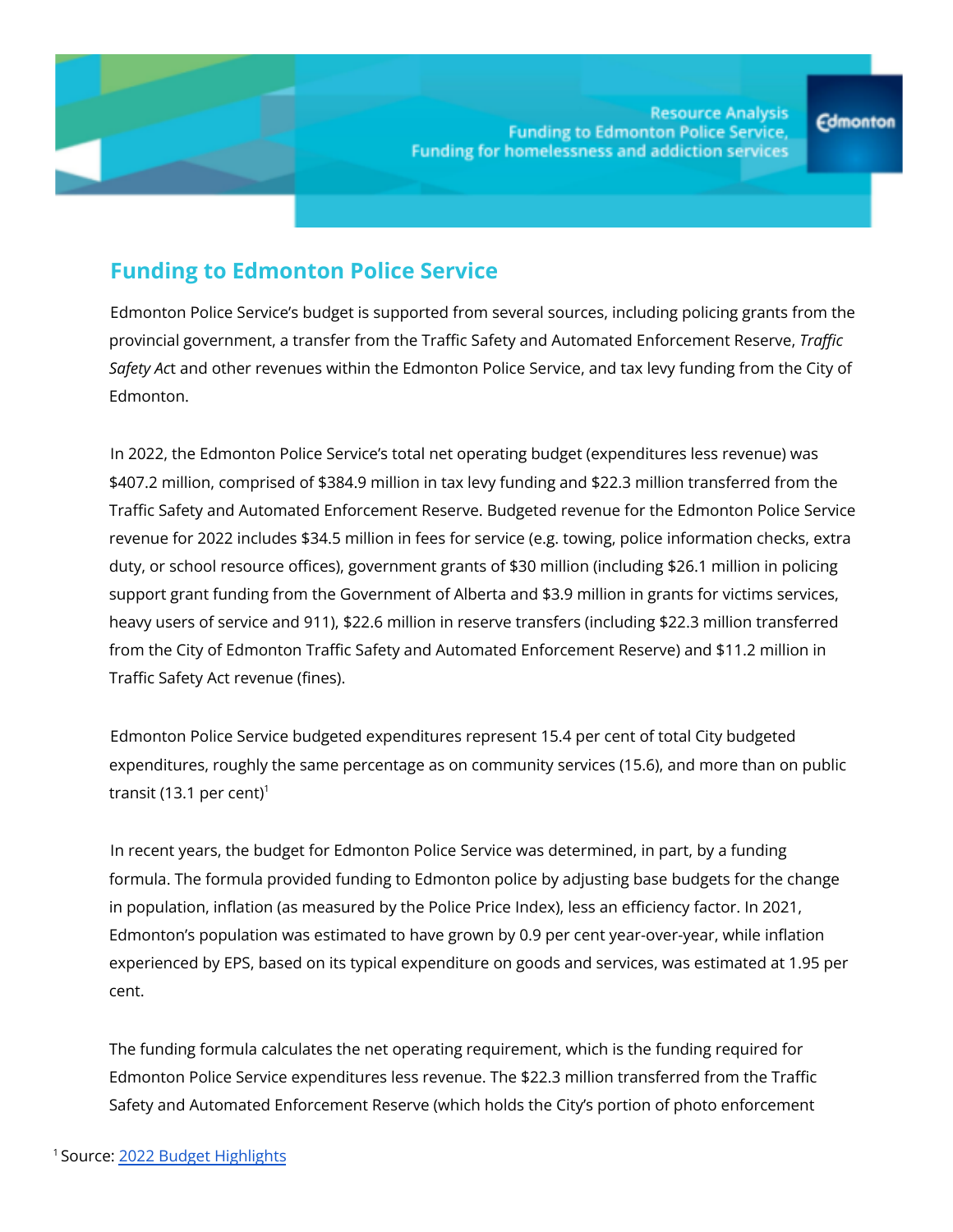Resource Analysis
Funding to Edmonton Police Service,
Funding for homelessness and addiction services

## Funding to Edmonton Police Service

Edmonton Police Service's budget is supported from several sources, including policing grants from the provincial government, a transfer from the Traffic Safety and Automated Enforcement Reserve, *Traffic Safety Act* and other revenues within the Edmonton Police Service, and tax levy funding from the City of Edmonton.

In 2022, the Edmonton Police Service's total net operating budget (expenditures less revenue) was $407.2 million, comprised of $384.9 million in tax levy funding and $22.3 million transferred from the Traffic Safety and Automated Enforcement Reserve. Budgeted revenue for the Edmonton Police Service revenue for 2022 includes $34.5 million in fees for service (e.g. towing, police information checks, extra duty, or school resource offices), government grants of $30 million (including $26.1 million in policing support grant funding from the Government of Alberta and $3.9 million in grants for victims services, heavy users of service and 911), $22.6 million in reserve transfers (including $22.3 million transferred from the City of Edmonton Traffic Safety and Automated Enforcement Reserve) and $11.2 million in Traffic Safety Act revenue (fines).

Edmonton Police Service budgeted expenditures represent 15.4 per cent of total City budgeted expenditures, roughly the same percentage as on community services (15.6), and more than on public transit (13.1 per cent)[1]

In recent years, the budget for Edmonton Police Service was determined, in part, by a funding formula. The formula provided funding to Edmonton police by adjusting base budgets for the change in population, inflation (as measured by the Police Price Index), less an efficiency factor. In 2021, Edmonton's population was estimated to have grown by 0.9 per cent year-over-year, while inflation experienced by EPS, based on its typical expenditure on goods and services, was estimated at 1.95 per cent.

The funding formula calculates the net operating requirement, which is the funding required for Edmonton Police Service expenditures less revenue. The $22.3 million transferred from the Traffic Safety and Automated Enforcement Reserve (which holds the City's portion of photo enforcement

[1] Source: 2022 Budget Highlights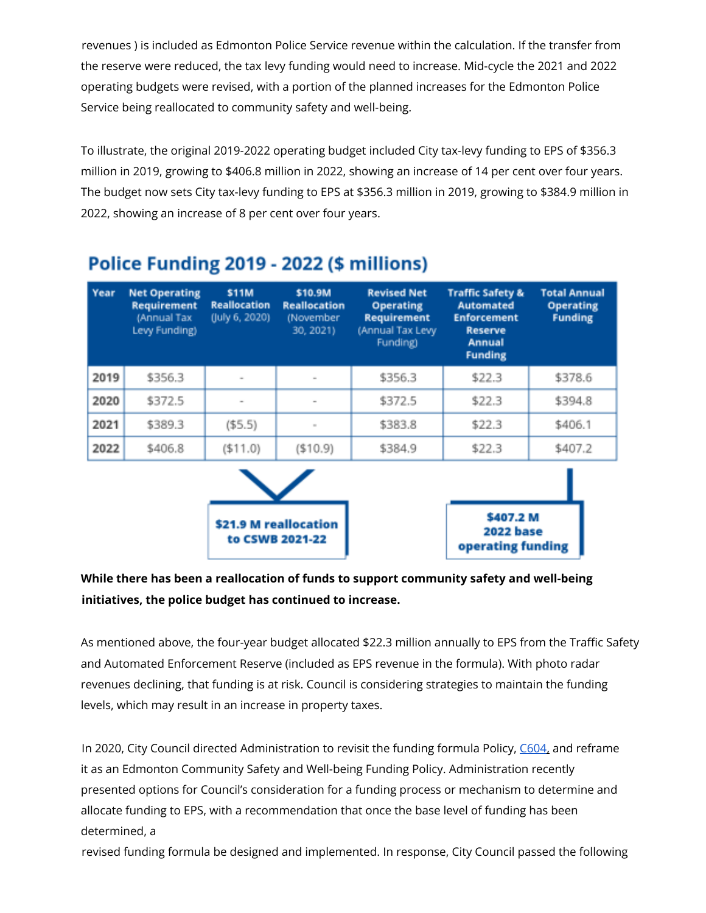revenues ) is included as Edmonton Police Service revenue within the calculation. If the transfer from the reserve were reduced, the tax levy funding would need to increase. Mid-cycle the 2021 and 2022 operating budgets were revised, with a portion of the planned increases for the Edmonton Police Service being reallocated to community safety and well-being.

To illustrate, the original 2019-2022 operating budget included City tax-levy funding to EPS of $356.3 million in 2019, growing to $406.8 million in 2022, showing an increase of 14 per cent over four years. The budget now sets City tax-levy funding to EPS at $356.3 million in 2019, growing to $384.9 million in 2022, showing an increase of 8 per cent over four years.

## Police Funding 2019 - 2022 ($ millions)

| Year | Net Operating Requirement (Annual Tax Levy Funding) | $11M Reallocation (July 6, 2020) | $10.9M Reallocation (November 30, 2021) | Revised Net Operating Requirement (Annual Tax Levy Funding) | Traffic Safety & Automated Enforcement Reserve Annual Funding | Total Annual Operating Funding |
|---|---|---|---|---|---|---|
| 2019 | $356.3 | - | - | $356.3 | $22.3 | $378.6 |
| 2020 | $372.5 | - | - | $372.5 | $22.3 | $394.8 |
| 2021 | $389.3 | ($5.5) | - | $383.8 | $22.3 | $406.1 |
| 2022 | $406.8 | ($11.0) | ($10.9) | $384.9 | $22.3 | $407.2 |

**$21.9 M reallocation to CSWB 2021-22**

**$407.2 M 2022 base operating funding**

**While there has been a reallocation of funds to support community safety and well-being initiatives, the police budget has continued to increase.**

As mentioned above, the four-year budget allocated $22.3 million annually to EPS from the Traffic Safety and Automated Enforcement Reserve (included as EPS revenue in the formula). With photo radar revenues declining, that funding is at risk. Council is considering strategies to maintain the funding levels, which may result in an increase in property taxes.

In 2020, City Council directed Administration to revisit the funding formula Policy, C604, and reframe it as an Edmonton Community Safety and Well-being Funding Policy. Administration recently presented options for Council's consideration for a funding process or mechanism to determine and allocate funding to EPS, with a recommendation that once the base level of funding has been determined, a revised funding formula be designed and implemented. In response, City Council passed the following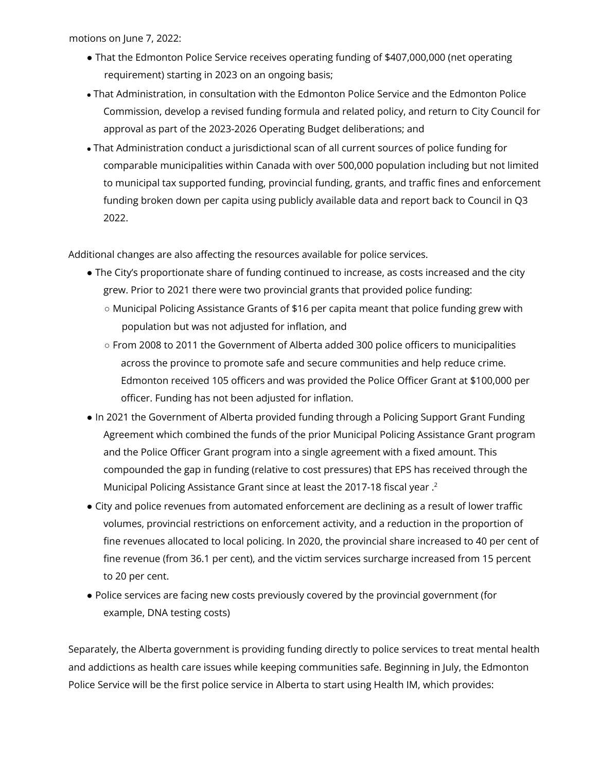motions on June 7, 2022:

- That the Edmonton Police Service receives operating funding of $407,000,000 (net operating requirement) starting in 2023 on an ongoing basis;
- That Administration, in consultation with the Edmonton Police Service and the Edmonton Police Commission, develop a revised funding formula and related policy, and return to City Council for approval as part of the 2023-2026 Operating Budget deliberations; and
- That Administration conduct a jurisdictional scan of all current sources of police funding for comparable municipalities within Canada with over 500,000 population including but not limited to municipal tax supported funding, provincial funding, grants, and traffic fines and enforcement funding broken down per capita using publicly available data and report back to Council in Q3 2022.

Additional changes are also affecting the resources available for police services.

- The City's proportionate share of funding continued to increase, as costs increased and the city grew. Prior to 2021 there were two provincial grants that provided police funding:
  - Municipal Policing Assistance Grants of $16 per capita meant that police funding grew with population but was not adjusted for inflation, and
  - From 2008 to 2011 the Government of Alberta added 300 police officers to municipalities across the province to promote safe and secure communities and help reduce crime. Edmonton received 105 officers and was provided the Police Officer Grant at $100,000 per officer. Funding has not been adjusted for inflation.
- In 2021 the Government of Alberta provided funding through a Policing Support Grant Funding Agreement which combined the funds of the prior Municipal Policing Assistance Grant program and the Police Officer Grant program into a single agreement with a fixed amount. This compounded the gap in funding (relative to cost pressures) that EPS has received through the Municipal Policing Assistance Grant since at least the 2017-18 fiscal year .[2]
- City and police revenues from automated enforcement are declining as a result of lower traffic volumes, provincial restrictions on enforcement activity, and a reduction in the proportion of fine revenues allocated to local policing. In 2020, the provincial share increased to 40 per cent of fine revenue (from 36.1 per cent), and the victim services surcharge increased from 15 percent to 20 per cent.
- Police services are facing new costs previously covered by the provincial government (for example, DNA testing costs)

Separately, the Alberta government is providing funding directly to police services to treat mental health and addictions as health care issues while keeping communities safe. Beginning in July, the Edmonton Police Service will be the first police service in Alberta to start using Health IM, which provides: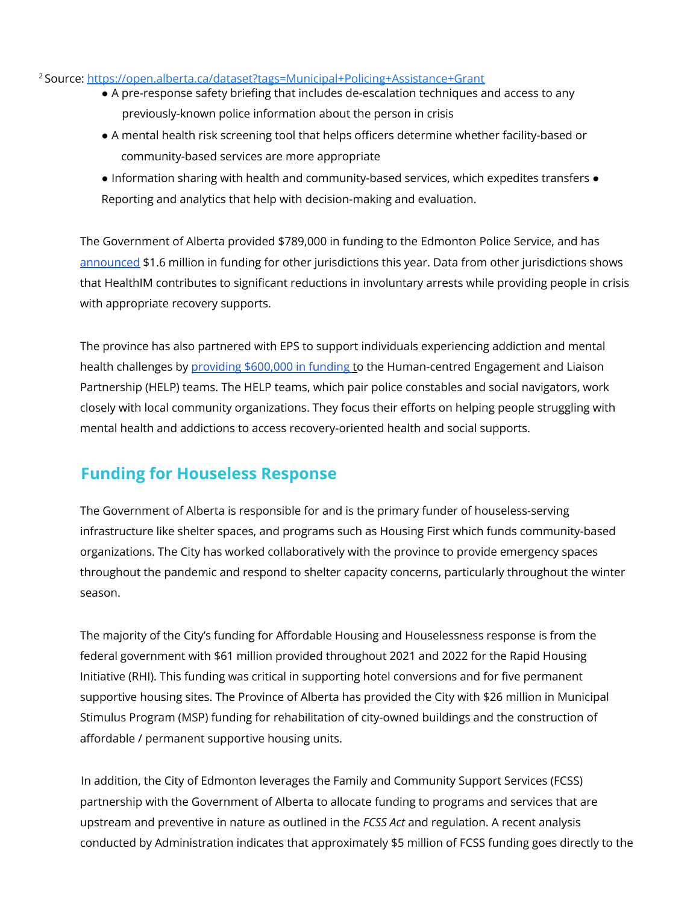[2] Source: https://open.alberta.ca/dataset?tags=Municipal+Policing+Assistance+Grant

- A pre-response safety briefing that includes de-escalation techniques and access to any previously-known police information about the person in crisis
- A mental health risk screening tool that helps officers determine whether facility-based or community-based services are more appropriate
- Information sharing with health and community-based services, which expedites transfers
- Reporting and analytics that help with decision-making and evaluation.

The Government of Alberta provided $789,000 in funding to the Edmonton Police Service, and has announced $1.6 million in funding for other jurisdictions this year. Data from other jurisdictions shows that HealthIM contributes to significant reductions in involuntary arrests while providing people in crisis with appropriate recovery supports.

The province has also partnered with EPS to support individuals experiencing addiction and mental health challenges by providing $600,000 in funding to the Human-centred Engagement and Liaison Partnership (HELP) teams. The HELP teams, which pair police constables and social navigators, work closely with local community organizations. They focus their efforts on helping people struggling with mental health and addictions to access recovery-oriented health and social supports.

## Funding for Houseless Response

The Government of Alberta is responsible for and is the primary funder of houseless-serving infrastructure like shelter spaces, and programs such as Housing First which funds community-based organizations. The City has worked collaboratively with the province to provide emergency spaces throughout the pandemic and respond to shelter capacity concerns, particularly throughout the winter season.

The majority of the City's funding for Affordable Housing and Houselessness response is from the federal government with $61 million provided throughout 2021 and 2022 for the Rapid Housing Initiative (RHI). This funding was critical in supporting hotel conversions and for five permanent supportive housing sites. The Province of Alberta has provided the City with $26 million in Municipal Stimulus Program (MSP) funding for rehabilitation of city-owned buildings and the construction of affordable / permanent supportive housing units.

In addition, the City of Edmonton leverages the Family and Community Support Services (FCSS) partnership with the Government of Alberta to allocate funding to programs and services that are upstream and preventive in nature as outlined in the *FCSS Act* and regulation. A recent analysis conducted by Administration indicates that approximately $5 million of FCSS funding goes directly to the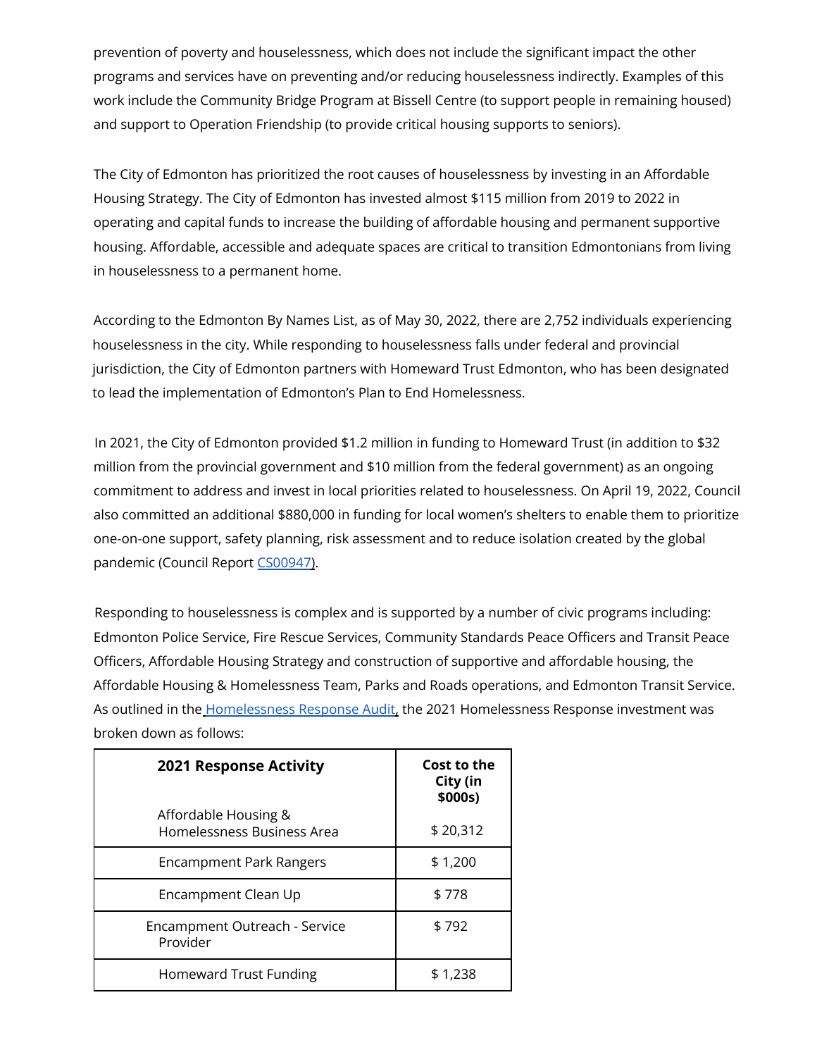prevention of poverty and houselessness, which does not include the significant impact the other programs and services have on preventing and/or reducing houselessness indirectly. Examples of this work include the Community Bridge Program at Bissell Centre (to support people in remaining housed) and support to Operation Friendship (to provide critical housing supports to seniors).

The City of Edmonton has prioritized the root causes of houselessness by investing in an Affordable Housing Strategy. The City of Edmonton has invested almost $115 million from 2019 to 2022 in operating and capital funds to increase the building of affordable housing and permanent supportive housing. Affordable, accessible and adequate spaces are critical to transition Edmontonians from living in houselessness to a permanent home.

According to the Edmonton By Names List, as of May 30, 2022, there are 2,752 individuals experiencing houselessness in the city. While responding to houselessness falls under federal and provincial jurisdiction, the City of Edmonton partners with Homeward Trust Edmonton, who has been designated to lead the implementation of Edmonton's Plan to End Homelessness.

In 2021, the City of Edmonton provided $1.2 million in funding to Homeward Trust (in addition to $32 million from the provincial government and $10 million from the federal government) as an ongoing commitment to address and invest in local priorities related to houselessness. On April 19, 2022, Council also committed an additional $880,000 in funding for local women's shelters to enable them to prioritize one-on-one support, safety planning, risk assessment and to reduce isolation created by the global pandemic (Council Report CS00947).

Responding to houselessness is complex and is supported by a number of civic programs including: Edmonton Police Service, Fire Rescue Services, Community Standards Peace Officers and Transit Peace Officers, Affordable Housing Strategy and construction of supportive and affordable housing, the Affordable Housing & Homelessness Team, Parks and Roads operations, and Edmonton Transit Service. As outlined in the Homelessness Response Audit, the 2021 Homelessness Response investment was broken down as follows:

| 2021 Response Activity | Cost to the City (in $000s) |
|---|---|
| Affordable Housing & Homelessness Business Area | $ 20,312 |
| Encampment Park Rangers | $ 1,200 |
| Encampment Clean Up | $ 778 |
| Encampment Outreach - Service Provider | $ 792 |
| Homeward Trust Funding | $ 1,238 |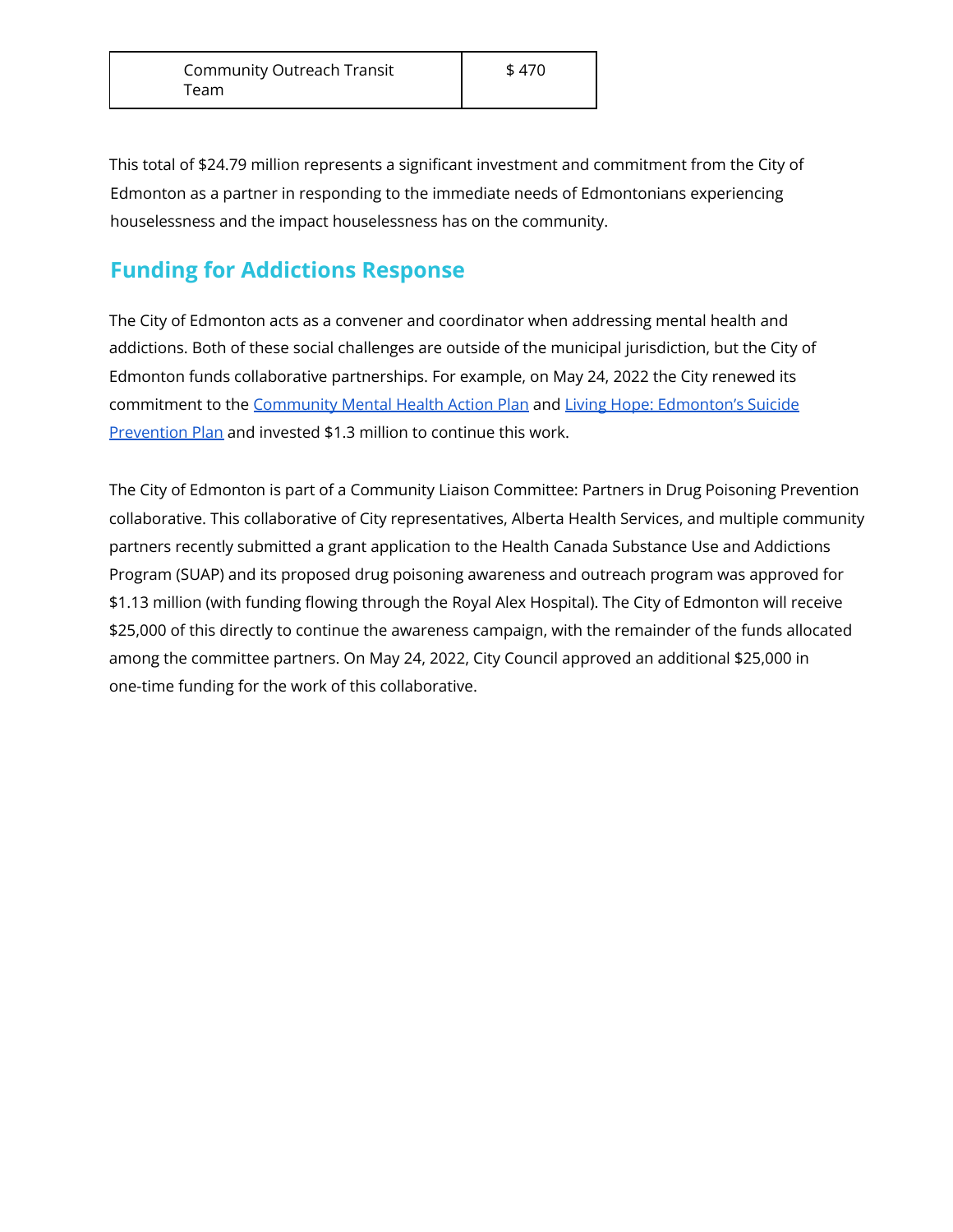| | |
|---|---|
| Community Outreach Transit Team | $ 470 |

This total of $24.79 million represents a significant investment and commitment from the City of Edmonton as a partner in responding to the immediate needs of Edmontonians experiencing houselessness and the impact houselessness has on the community.

## Funding for Addictions Response

The City of Edmonton acts as a convener and coordinator when addressing mental health and addictions. Both of these social challenges are outside of the municipal jurisdiction, but the City of Edmonton funds collaborative partnerships. For example, on May 24, 2022 the City renewed its commitment to the Community Mental Health Action Plan and Living Hope: Edmonton's Suicide Prevention Plan and invested $1.3 million to continue this work.

The City of Edmonton is part of a Community Liaison Committee: Partners in Drug Poisoning Prevention collaborative. This collaborative of City representatives, Alberta Health Services, and multiple community partners recently submitted a grant application to the Health Canada Substance Use and Addictions Program (SUAP) and its proposed drug poisoning awareness and outreach program was approved for $1.13 million (with funding flowing through the Royal Alex Hospital). The City of Edmonton will receive $25,000 of this directly to continue the awareness campaign, with the remainder of the funds allocated among the committee partners. On May 24, 2022, City Council approved an additional $25,000 in one-time funding for the work of this collaborative.